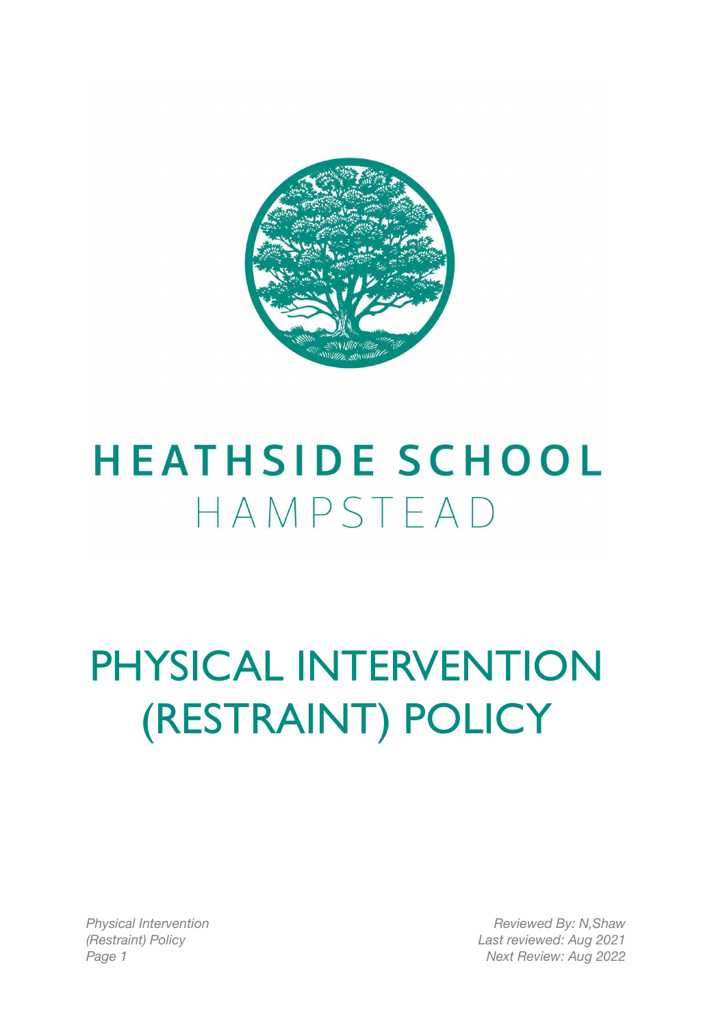# HEATHSIDE SCHOOL
HAMPSTEAD

# PHYSICAL INTERVENTION (RESTRAINT) POLICY

Reviewed By: N,Shaw
Last reviewed: Aug 2021
Next Review: Aug 2022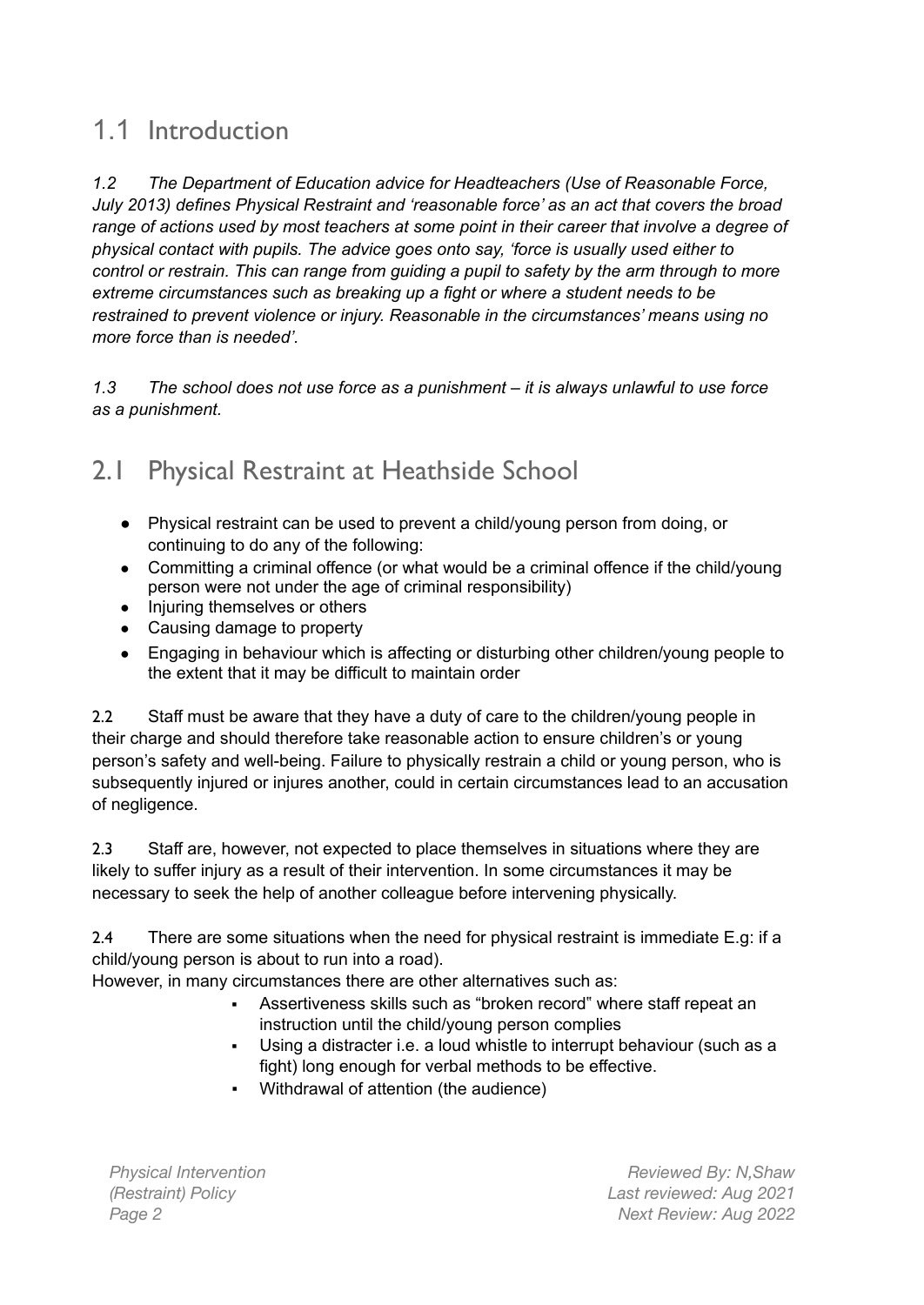## 1.1 Introduction

*1.2 The Department of Education advice for Headteachers (Use of Reasonable Force, July 2013) defines Physical Restraint and 'reasonable force' as an act that covers the broad range of actions used by most teachers at some point in their career that involve a degree of physical contact with pupils. The advice goes onto say, 'force is usually used either to control or restrain. This can range from guiding a pupil to safety by the arm through to more extreme circumstances such as breaking up a fight or where a student needs to be restrained to prevent violence or injury. Reasonable in the circumstances' means using no more force than is needed'.*

*1.3 The school does not use force as a punishment – it is always unlawful to use force as a punishment.*

## 2.1 Physical Restraint at Heathside School

- Physical restraint can be used to prevent a child/young person from doing, or continuing to do any of the following:
- Committing a criminal offence (or what would be a criminal offence if the child/young person were not under the age of criminal responsibility)
- Injuring themselves or others
- Causing damage to property
- Engaging in behaviour which is affecting or disturbing other children/young people to the extent that it may be difficult to maintain order

2.2 Staff must be aware that they have a duty of care to the children/young people in their charge and should therefore take reasonable action to ensure children's or young person's safety and well-being. Failure to physically restrain a child or young person, who is subsequently injured or injures another, could in certain circumstances lead to an accusation of negligence.

2.3 Staff are, however, not expected to place themselves in situations where they are likely to suffer injury as a result of their intervention. In some circumstances it may be necessary to seek the help of another colleague before intervening physically.

2.4 There are some situations when the need for physical restraint is immediate E.g: if a child/young person is about to run into a road).
However, in many circumstances there are other alternatives such as:

- Assertiveness skills such as "broken record" where staff repeat an instruction until the child/young person complies
- Using a distracter i.e. a loud whistle to interrupt behaviour (such as a fight) long enough for verbal methods to be effective.
- Withdrawal of attention (the audience)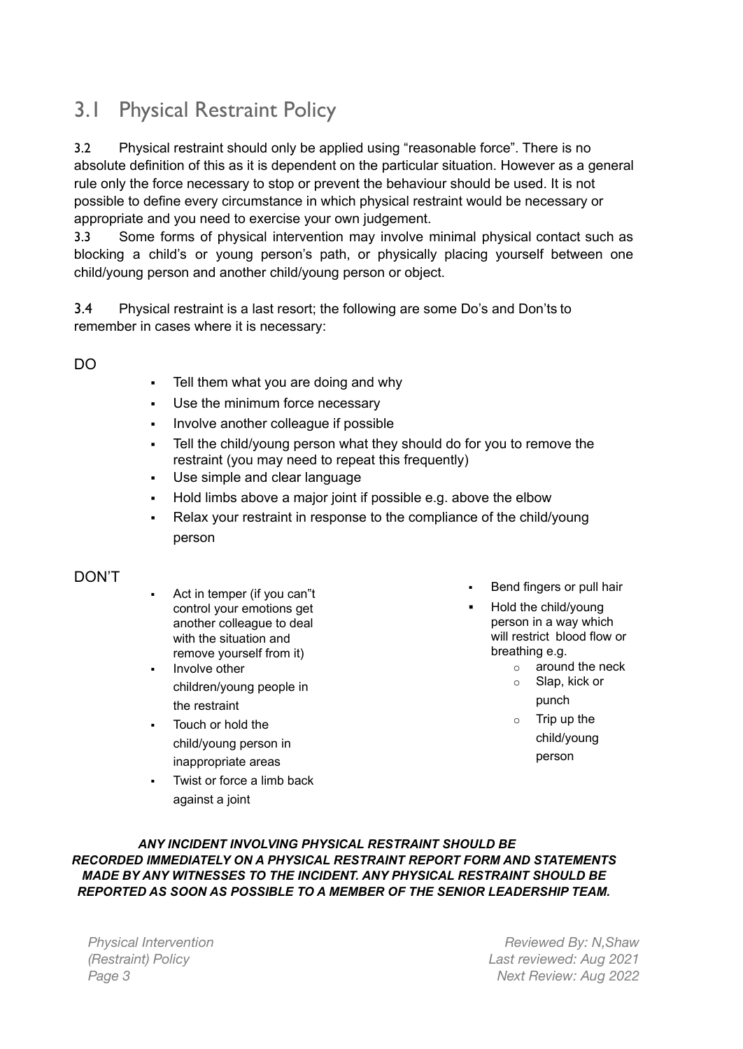## 3.1 Physical Restraint Policy

3.2 Physical restraint should only be applied using "reasonable force". There is no absolute definition of this as it is dependent on the particular situation. However as a general rule only the force necessary to stop or prevent the behaviour should be used. It is not possible to define every circumstance in which physical restraint would be necessary or appropriate and you need to exercise your own judgement.

3.3 Some forms of physical intervention may involve minimal physical contact such as blocking a child's or young person's path, or physically placing yourself between one child/young person and another child/young person or object.

3.4 Physical restraint is a last resort; the following are some Do's and Don'ts to remember in cases where it is necessary:

DO

- Tell them what you are doing and why
- Use the minimum force necessary
- Involve another colleague if possible
- Tell the child/young person what they should do for you to remove the restraint (you may need to repeat this frequently)
- Use simple and clear language
- Hold limbs above a major joint if possible e.g. above the elbow
- Relax your restraint in response to the compliance of the child/young person

DON'T

- Act in temper (if you can"t control your emotions get another colleague to deal with the situation and remove yourself from it)
- Involve other children/young people in the restraint
- Touch or hold the child/young person in inappropriate areas
- Twist or force a limb back against a joint
- Bend fingers or pull hair
- Hold the child/young person in a way which will restrict blood flow or breathing e.g.
  - around the neck
  - Slap, kick or punch
  - Trip up the child/young person

***ANY INCIDENT INVOLVING PHYSICAL RESTRAINT SHOULD BE RECORDED IMMEDIATELY ON A PHYSICAL RESTRAINT REPORT FORM AND STATEMENTS MADE BY ANY WITNESSES TO THE INCIDENT. ANY PHYSICAL RESTRAINT SHOULD BE REPORTED AS SOON AS POSSIBLE TO A MEMBER OF THE SENIOR LEADERSHIP TEAM.***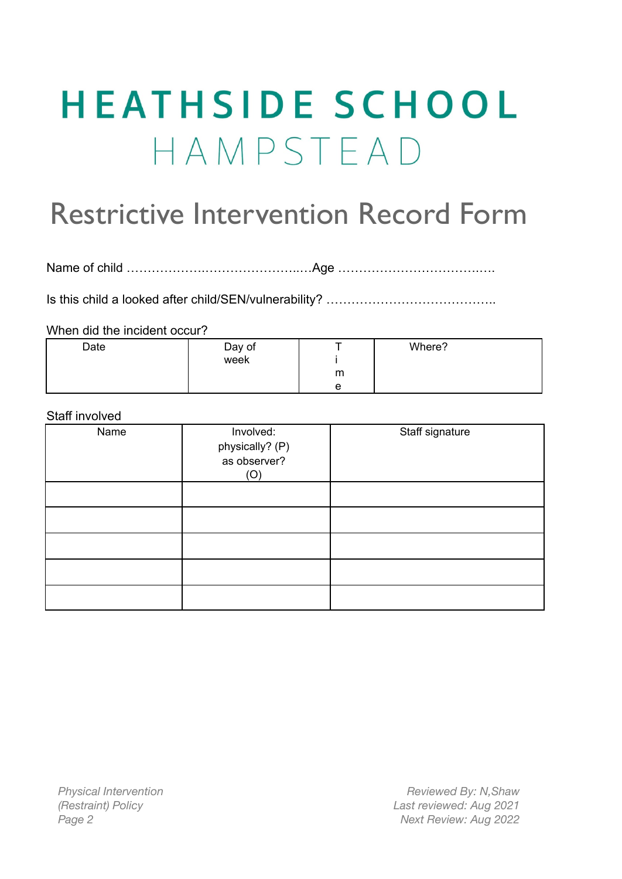# HEATHSIDE SCHOOL
## HAMPSTEAD

# Restrictive Intervention Record Form

Name of child ……………….……………………..…Age ……………….……………..….

Is this child a looked after child/SEN/vulnerability? …………………………………..

When did the incident occur?

| Date | Day of week | Time | Where? |
|---|---|---|---|
| | | | |

Staff involved

| Name | Involved: physically? (P) as observer? (O) | Staff signature |
|---|---|---|
| | | |
| | | |
| | | |
| | | |
| | | |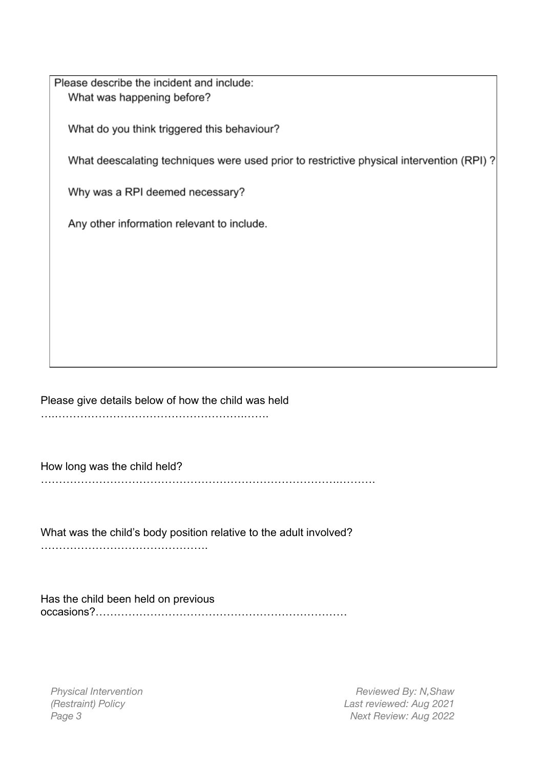| Please describe the incident and include:<br>What was happening before?<br><br>What do you think triggered this behaviour?<br><br>What deescalating techniques were used prior to restrictive physical intervention (RPI) ?<br><br>Why was a RPI deemed necessary?<br><br>Any other information relevant to include. |
| --- |

Please give details below of how the child was held ….…………………………………………….…….

How long was the child held? ………………………………………………………………….……….

What was the child's body position relative to the adult involved? ……………………………………….

Has the child been held on previous occasions?……………………………………………………………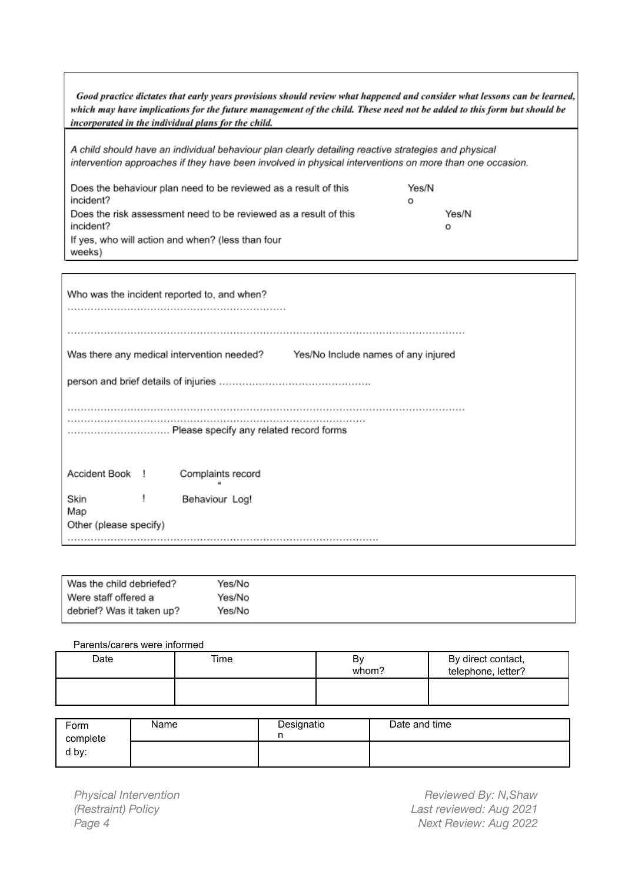***Good practice dictates that early years provisions should review what happened and consider what lessons can be learned, which may have implications for the future management of the child. These need not be added to this form but should be incorporated in the individual plans for the child.***

*A child should have an individual behaviour plan clearly detailing reactive strategies and physical intervention approaches if they have been involved in physical interventions on more than one occasion.*

Does the behaviour plan need to be reviewed as a result of this incident? Yes/No

Does the risk assessment need to be reviewed as a result of this incident? Yes/No

If yes, who will action and when? (less than four weeks)

Who was the incident reported to, and when? …………………………………………………………

……………………………………………………………………………………………………………

Was there any medical intervention needed? Yes/No Include names of any injured person and brief details of injuries ……………………………………………

……………………………………………………………………………………………………………
…………………………………………………………………………………
…………………………… Please specify any related record forms

Accident Book ! Complaints record "

Skin Map ! Behaviour Log!

Other (please specify)
…………………………………………………………………………………………

Was the child debriefed? Yes/No
Were staff offered a debrief? Yes/No
Was it taken up? Yes/No

Parents/carers were informed

| Date | Time | By whom? | By direct contact, telephone, letter? |
| --- | --- | --- | --- |
| | | | |

| Form completed by: | Name | Designation | Date and time |
| --- | --- | --- | --- |
| | | | |